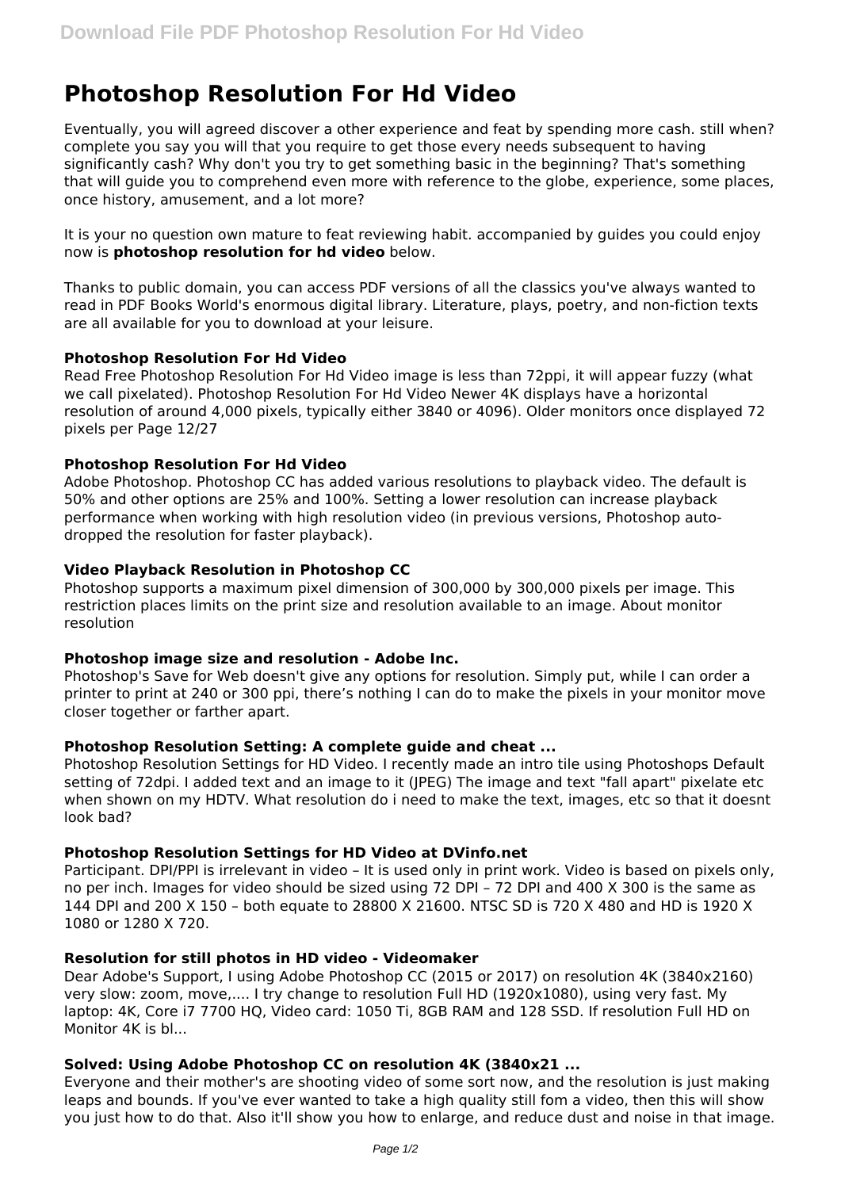# Photoshop Resolution For Hd Video

Eventually, you will agreed discover a other experience and feat by spending more cash. still when? complete you say you will that you require to get those every needs subsequent to having significantly cash? Why don't you try to get something basic in the beginning? That's something that will guide you to comprehend even more with reference to the globe, experience, some places, once history, amusement, and a lot more?

It is your no question own mature to feat reviewing habit. accompanied by guides you could enjoy now is **photoshop resolution for hd video** below.

Thanks to public domain, you can access PDF versions of all the classics you've always wanted to read in PDF Books World's enormous digital library. Literature, plays, poetry, and non-fiction texts are all available for you to download at your leisure.

### Photoshop Resolution For Hd Video

Read Free Photoshop Resolution For Hd Video image is less than 72ppi, it will appear fuzzy (what we call pixelated). Photoshop Resolution For Hd Video Newer 4K displays have a horizontal resolution of around 4,000 pixels, typically either 3840 or 4096). Older monitors once displayed 72 pixels per Page 12/27

### Photoshop Resolution For Hd Video

Adobe Photoshop. Photoshop CC has added various resolutions to playback video. The default is 50% and other options are 25% and 100%. Setting a lower resolution can increase playback performance when working with high resolution video (in previous versions, Photoshop auto-dropped the resolution for faster playback).

### Video Playback Resolution in Photoshop CC

Photoshop supports a maximum pixel dimension of 300,000 by 300,000 pixels per image. This restriction places limits on the print size and resolution available to an image. About monitor resolution

### Photoshop image size and resolution - Adobe Inc.

Photoshop's Save for Web doesn't give any options for resolution. Simply put, while I can order a printer to print at 240 or 300 ppi, there's nothing I can do to make the pixels in your monitor move closer together or farther apart.

### Photoshop Resolution Setting: A complete guide and cheat ...

Photoshop Resolution Settings for HD Video. I recently made an intro tile using Photoshops Default setting of 72dpi. I added text and an image to it (JPEG) The image and text "fall apart" pixelate etc when shown on my HDTV. What resolution do i need to make the text, images, etc so that it doesnt look bad?

### Photoshop Resolution Settings for HD Video at DVinfo.net

Participant. DPI/PPI is irrelevant in video – It is used only in print work. Video is based on pixels only, no per inch. Images for video should be sized using 72 DPI – 72 DPI and 400 X 300 is the same as 144 DPI and 200 X 150 – both equate to 28800 X 21600. NTSC SD is 720 X 480 and HD is 1920 X 1080 or 1280 X 720.

### Resolution for still photos in HD video - Videomaker

Dear Adobe's Support, I using Adobe Photoshop CC (2015 or 2017) on resolution 4K (3840x2160) very slow: zoom, move,.... I try change to resolution Full HD (1920x1080), using very fast. My laptop: 4K, Core i7 7700 HQ, Video card: 1050 Ti, 8GB RAM and 128 SSD. If resolution Full HD on Monitor 4K is bl...

### Solved: Using Adobe Photoshop CC on resolution 4K (3840x21 ...

Everyone and their mother's are shooting video of some sort now, and the resolution is just making leaps and bounds. If you've ever wanted to take a high quality still fom a video, then this will show you just how to do that. Also it'll show you how to enlarge, and reduce dust and noise in that image.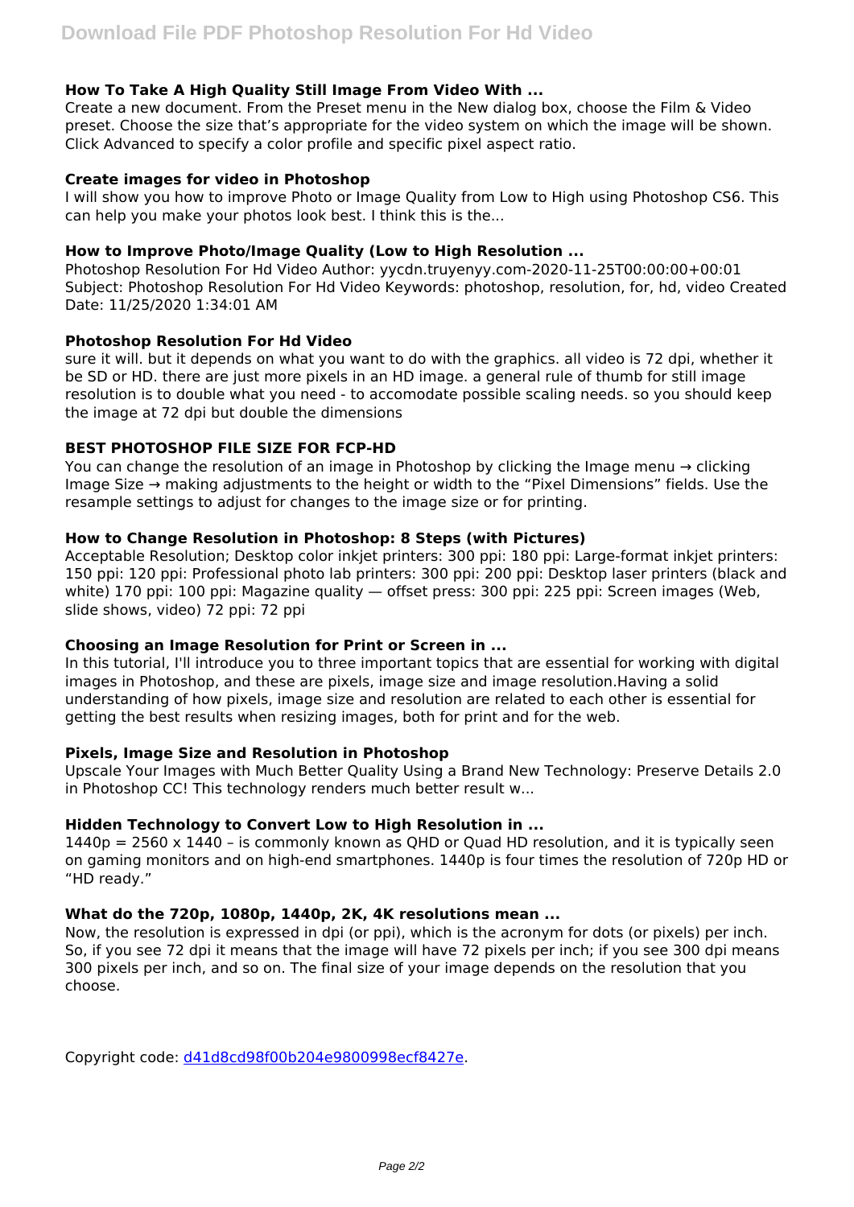### How To Take A High Quality Still Image From Video With ...

Create a new document. From the Preset menu in the New dialog box, choose the Film & Video preset. Choose the size that's appropriate for the video system on which the image will be shown. Click Advanced to specify a color profile and specific pixel aspect ratio.

### Create images for video in Photoshop

I will show you how to improve Photo or Image Quality from Low to High using Photoshop CS6. This can help you make your photos look best. I think this is the...

### How to Improve Photo/Image Quality (Low to High Resolution ...

Photoshop Resolution For Hd Video Author: yycdn.truyenyy.com-2020-11-25T00:00:00+00:01 Subject: Photoshop Resolution For Hd Video Keywords: photoshop, resolution, for, hd, video Created Date: 11/25/2020 1:34:01 AM

### Photoshop Resolution For Hd Video

sure it will. but it depends on what you want to do with the graphics. all video is 72 dpi, whether it be SD or HD. there are just more pixels in an HD image. a general rule of thumb for still image resolution is to double what you need - to accomodate possible scaling needs. so you should keep the image at 72 dpi but double the dimensions

### BEST PHOTOSHOP FILE SIZE FOR FCP-HD

You can change the resolution of an image in Photoshop by clicking the Image menu → clicking Image Size → making adjustments to the height or width to the "Pixel Dimensions" fields. Use the resample settings to adjust for changes to the image size or for printing.

### How to Change Resolution in Photoshop: 8 Steps (with Pictures)

Acceptable Resolution; Desktop color inkjet printers: 300 ppi: 180 ppi: Large-format inkjet printers: 150 ppi: 120 ppi: Professional photo lab printers: 300 ppi: 200 ppi: Desktop laser printers (black and white) 170 ppi: 100 ppi: Magazine quality — offset press: 300 ppi: 225 ppi: Screen images (Web, slide shows, video) 72 ppi: 72 ppi

### Choosing an Image Resolution for Print or Screen in ...

In this tutorial, I'll introduce you to three important topics that are essential for working with digital images in Photoshop, and these are pixels, image size and image resolution.Having a solid understanding of how pixels, image size and resolution are related to each other is essential for getting the best results when resizing images, both for print and for the web.

### Pixels, Image Size and Resolution in Photoshop

Upscale Your Images with Much Better Quality Using a Brand New Technology: Preserve Details 2.0 in Photoshop CC! This technology renders much better result w...

### Hidden Technology to Convert Low to High Resolution in ...

1440p = 2560 x 1440 – is commonly known as QHD or Quad HD resolution, and it is typically seen on gaming monitors and on high-end smartphones. 1440p is four times the resolution of 720p HD or "HD ready."

### What do the 720p, 1080p, 1440p, 2K, 4K resolutions mean ...

Now, the resolution is expressed in dpi (or ppi), which is the acronym for dots (or pixels) per inch. So, if you see 72 dpi it means that the image will have 72 pixels per inch; if you see 300 dpi means 300 pixels per inch, and so on. The final size of your image depends on the resolution that you choose.

Copyright code: d41d8cd98f00b204e9800998ecf8427e.